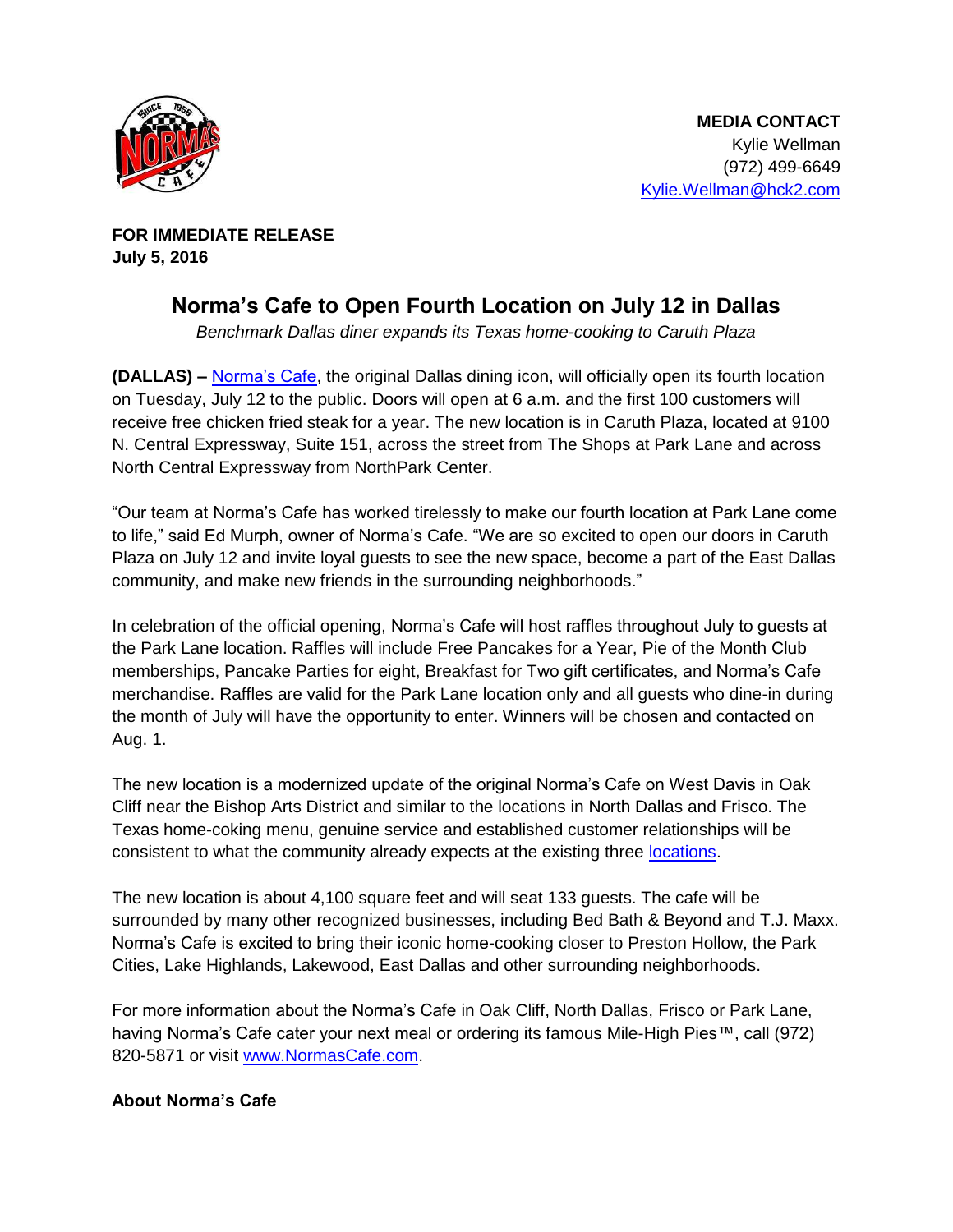**MEDIA CONTACT**
Kylie Wellman
(972) 499-6649
Kylie.Wellman@hck2.com

**FOR IMMEDIATE RELEASE**
**July 5, 2016**

# Norma's Cafe to Open Fourth Location on July 12 in Dallas

*Benchmark Dallas diner expands its Texas home-cooking to Caruth Plaza*

**(DALLAS) –** Norma's Cafe, the original Dallas dining icon, will officially open its fourth location on Tuesday, July 12 to the public. Doors will open at 6 a.m. and the first 100 customers will receive free chicken fried steak for a year. The new location is in Caruth Plaza, located at 9100 N. Central Expressway, Suite 151, across the street from The Shops at Park Lane and across North Central Expressway from NorthPark Center.

"Our team at Norma's Cafe has worked tirelessly to make our fourth location at Park Lane come to life," said Ed Murph, owner of Norma's Cafe. "We are so excited to open our doors in Caruth Plaza on July 12 and invite loyal guests to see the new space, become a part of the East Dallas community, and make new friends in the surrounding neighborhoods."

In celebration of the official opening, Norma's Cafe will host raffles throughout July to guests at the Park Lane location. Raffles will include Free Pancakes for a Year, Pie of the Month Club memberships, Pancake Parties for eight, Breakfast for Two gift certificates, and Norma's Cafe merchandise. Raffles are valid for the Park Lane location only and all guests who dine-in during the month of July will have the opportunity to enter. Winners will be chosen and contacted on Aug. 1.

The new location is a modernized update of the original Norma's Cafe on West Davis in Oak Cliff near the Bishop Arts District and similar to the locations in North Dallas and Frisco. The Texas home-coking menu, genuine service and established customer relationships will be consistent to what the community already expects at the existing three locations.

The new location is about 4,100 square feet and will seat 133 guests. The cafe will be surrounded by many other recognized businesses, including Bed Bath & Beyond and T.J. Maxx. Norma's Cafe is excited to bring their iconic home-cooking closer to Preston Hollow, the Park Cities, Lake Highlands, Lakewood, East Dallas and other surrounding neighborhoods.

For more information about the Norma's Cafe in Oak Cliff, North Dallas, Frisco or Park Lane, having Norma's Cafe cater your next meal or ordering its famous Mile-High Pies™, call (972) 820-5871 or visit www.NormasCafe.com.

**About Norma's Cafe**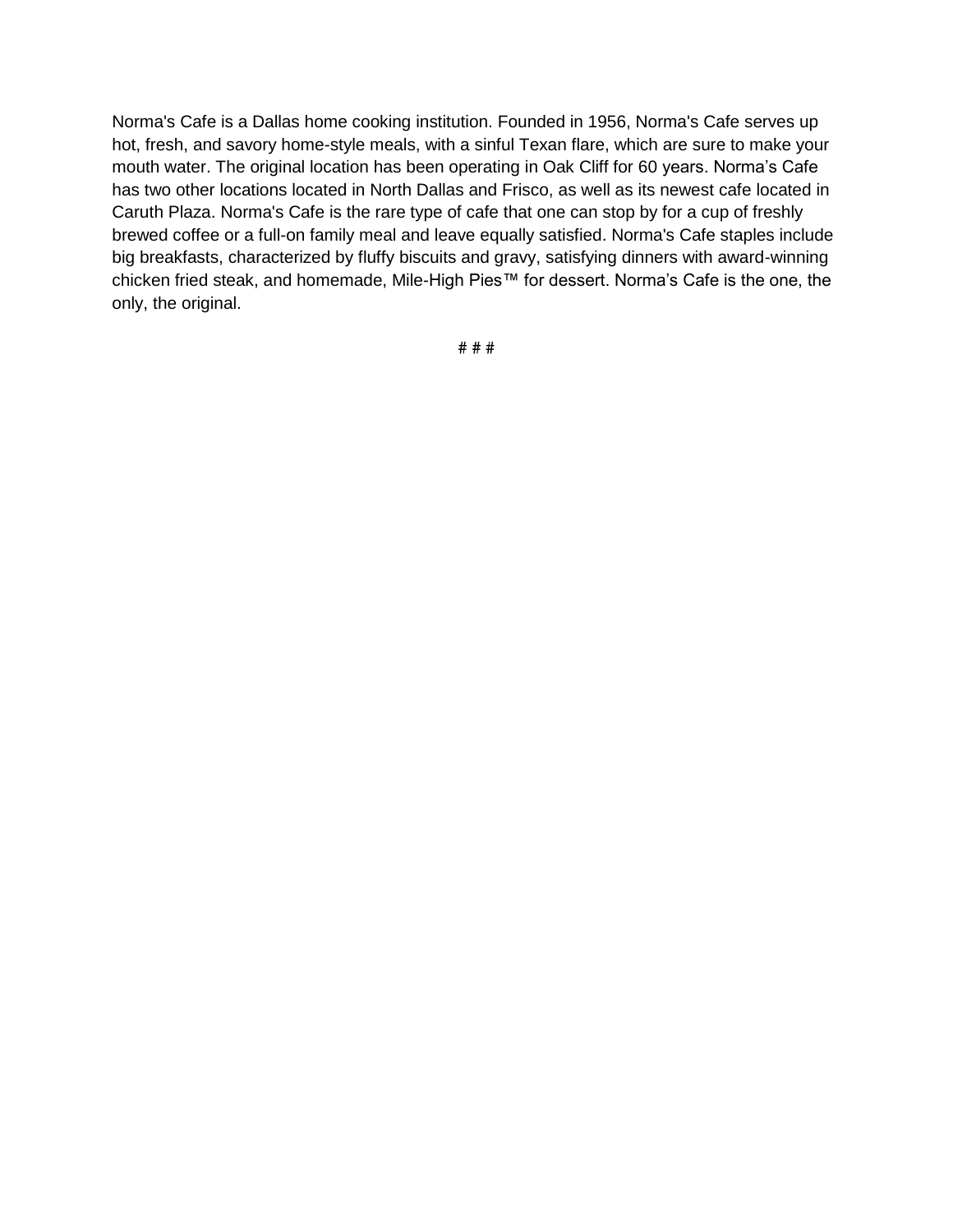Norma's Cafe is a Dallas home cooking institution. Founded in 1956, Norma's Cafe serves up hot, fresh, and savory home-style meals, with a sinful Texan flare, which are sure to make your mouth water. The original location has been operating in Oak Cliff for 60 years. Norma’s Cafe has two other locations located in North Dallas and Frisco, as well as its newest cafe located in Caruth Plaza. Norma's Cafe is the rare type of cafe that one can stop by for a cup of freshly brewed coffee or a full-on family meal and leave equally satisfied. Norma's Cafe staples include big breakfasts, characterized by fluffy biscuits and gravy, satisfying dinners with award-winning chicken fried steak, and homemade, Mile-High Pies™ for dessert. Norma’s Cafe is the one, the only, the original.

# # #